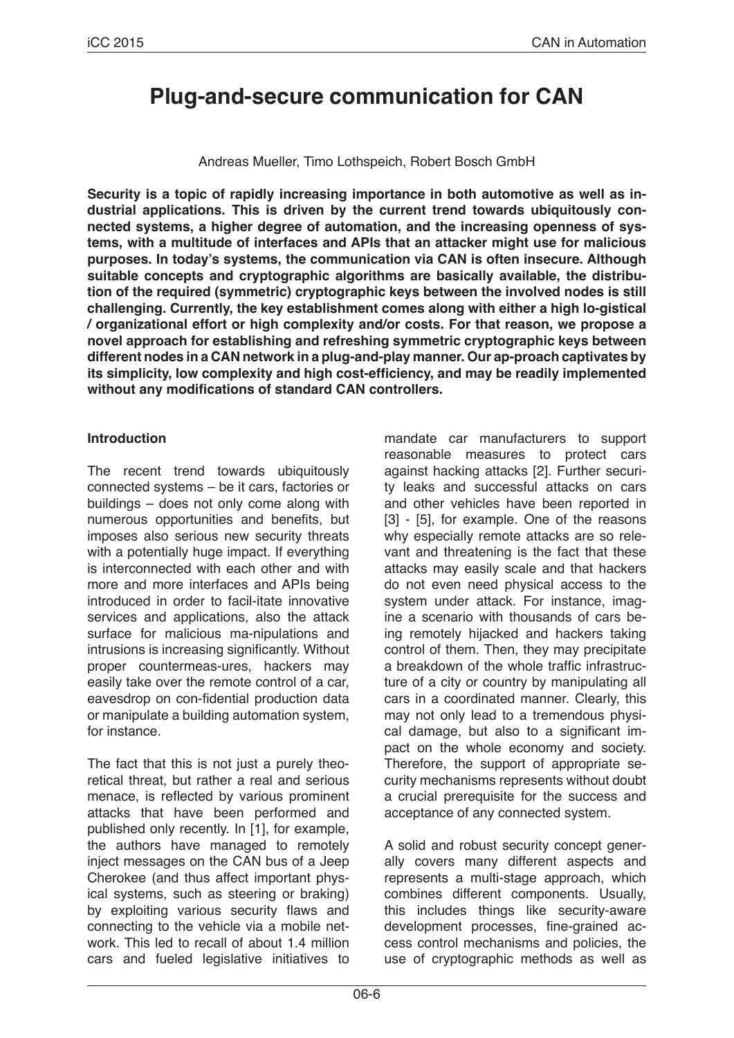# Plug-and-secure communication for CAN

Andreas Mueller, Timo Lothspeich, Robert Bosch GmbH

**Security is a topic of rapidly increasing importance in both automotive as well as industrial applications. This is driven by the current trend towards ubiquitously connected systems, a higher degree of automation, and the increasing openness of systems, with a multitude of interfaces and APIs that an attacker might use for malicious purposes. In today's systems, the communication via CAN is often insecure. Although suitable concepts and cryptographic algorithms are basically available, the distribution of the required (symmetric) cryptographic keys between the involved nodes is still challenging. Currently, the key establishment comes along with either a high lo-gistical / organizational effort or high complexity and/or costs. For that reason, we propose a novel approach for establishing and refreshing symmetric cryptographic keys between different nodes in a CAN network in a plug-and-play manner. Our ap-proach captivates by its simplicity, low complexity and high cost-efficiency, and may be readily implemented without any modifications of standard CAN controllers.**

## Introduction

The recent trend towards ubiquitously connected systems – be it cars, factories or buildings – does not only come along with numerous opportunities and benefits, but imposes also serious new security threats with a potentially huge impact. If everything is interconnected with each other and with more and more interfaces and APIs being introduced in order to facil-itate innovative services and applications, also the attack surface for malicious ma-nipulations and intrusions is increasing significantly. Without proper countermeas-ures, hackers may easily take over the remote control of a car, eavesdrop on con-fidential production data or manipulate a building automation system, for instance.

The fact that this is not just a purely theoretical threat, but rather a real and serious menace, is reflected by various prominent attacks that have been performed and published only recently. In [1], for example, the authors have managed to remotely inject messages on the CAN bus of a Jeep Cherokee (and thus affect important physical systems, such as steering or braking) by exploiting various security flaws and connecting to the vehicle via a mobile network. This led to recall of about 1.4 million cars and fueled legislative initiatives to mandate car manufacturers to support reasonable measures to protect cars against hacking attacks [2]. Further security leaks and successful attacks on cars and other vehicles have been reported in [3] - [5], for example. One of the reasons why especially remote attacks are so relevant and threatening is the fact that these attacks may easily scale and that hackers do not even need physical access to the system under attack. For instance, imagine a scenario with thousands of cars being remotely hijacked and hackers taking control of them. Then, they may precipitate a breakdown of the whole traffic infrastructure of a city or country by manipulating all cars in a coordinated manner. Clearly, this may not only lead to a tremendous physical damage, but also to a significant impact on the whole economy and society. Therefore, the support of appropriate security mechanisms represents without doubt a crucial prerequisite for the success and acceptance of any connected system.

A solid and robust security concept generally covers many different aspects and represents a multi-stage approach, which combines different components. Usually, this includes things like security-aware development processes, fine-grained access control mechanisms and policies, the use of cryptographic methods as well as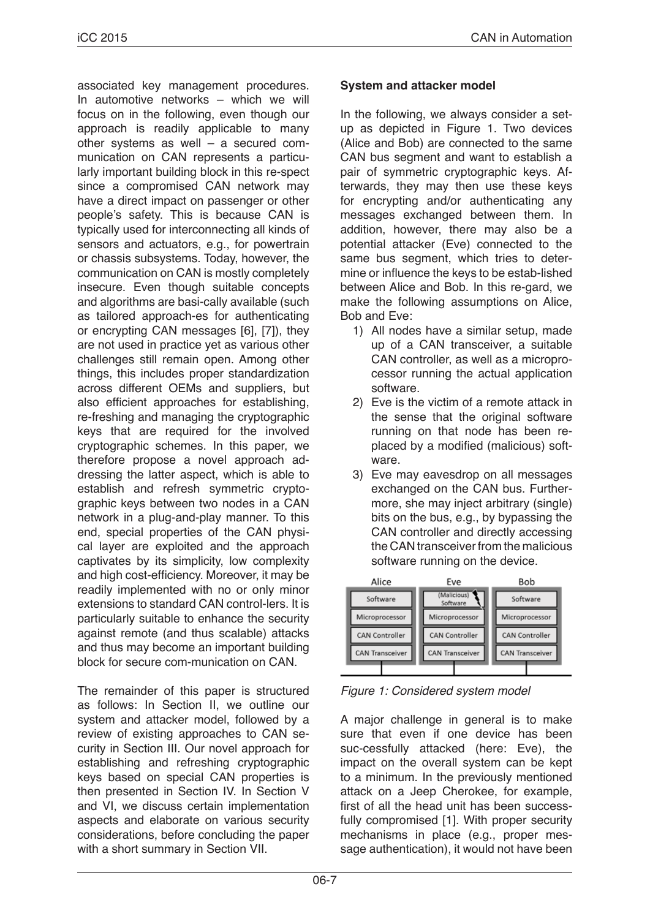associated key management procedures. In automotive networks – which we will focus on in the following, even though our approach is readily applicable to many other systems as well – a secured communication on CAN represents a particularly important building block in this re-spect since a compromised CAN network may have a direct impact on passenger or other people's safety. This is because CAN is typically used for interconnecting all kinds of sensors and actuators, e.g., for powertrain or chassis subsystems. Today, however, the communication on CAN is mostly completely insecure. Even though suitable concepts and algorithms are basi-cally available (such as tailored approach-es for authenticating or encrypting CAN messages [6], [7]), they are not used in practice yet as various other challenges still remain open. Among other things, this includes proper standardization across different OEMs and suppliers, but also efficient approaches for establishing, re-freshing and managing the cryptographic keys that are required for the involved cryptographic schemes. In this paper, we therefore propose a novel approach addressing the latter aspect, which is able to establish and refresh symmetric cryptographic keys between two nodes in a CAN network in a plug-and-play manner. To this end, special properties of the CAN physical layer are exploited and the approach captivates by its simplicity, low complexity and high cost-efficiency. Moreover, it may be readily implemented with no or only minor extensions to standard CAN control-lers. It is particularly suitable to enhance the security against remote (and thus scalable) attacks and thus may become an important building block for secure com-munication on CAN.

The remainder of this paper is structured as follows: In Section II, we outline our system and attacker model, followed by a review of existing approaches to CAN security in Section III. Our novel approach for establishing and refreshing cryptographic keys based on special CAN properties is then presented in Section IV. In Section V and VI, we discuss certain implementation aspects and elaborate on various security considerations, before concluding the paper with a short summary in Section VII.

**System and attacker model**

In the following, we always consider a set-up as depicted in Figure 1. Two devices (Alice and Bob) are connected to the same CAN bus segment and want to establish a pair of symmetric cryptographic keys. Afterwards, they may then use these keys for encrypting and/or authenticating any messages exchanged between them. In addition, however, there may also be a potential attacker (Eve) connected to the same bus segment, which tries to determine or influence the keys to be estab-lished between Alice and Bob. In this re-gard, we make the following assumptions on Alice, Bob and Eve:

1) All nodes have a similar setup, made up of a CAN transceiver, a suitable CAN controller, as well as a microprocessor running the actual application software.
2) Eve is the victim of a remote attack in the sense that the original software running on that node has been replaced by a modified (malicious) software.
3) Eve may eavesdrop on all messages exchanged on the CAN bus. Furthermore, she may inject arbitrary (single) bits on the bus, e.g., by bypassing the CAN controller and directly accessing the CAN transceiver from the malicious software running on the device.

| Alice | Eve | Bob |
|---|---|---|
| Software | (Malicious) Software | Software |
| Microprocessor | Microprocessor | Microprocessor |
| CAN Controller | CAN Controller | CAN Controller |
| CAN Transceiver | CAN Transceiver | CAN Transceiver |

*Figure 1: Considered system model*

A major challenge in general is to make sure that even if one device has been suc-cessfully attacked (here: Eve), the impact on the overall system can be kept to a minimum. In the previously mentioned attack on a Jeep Cherokee, for example, first of all the head unit has been successfully compromised [1]. With proper security mechanisms in place (e.g., proper message authentication), it would not have been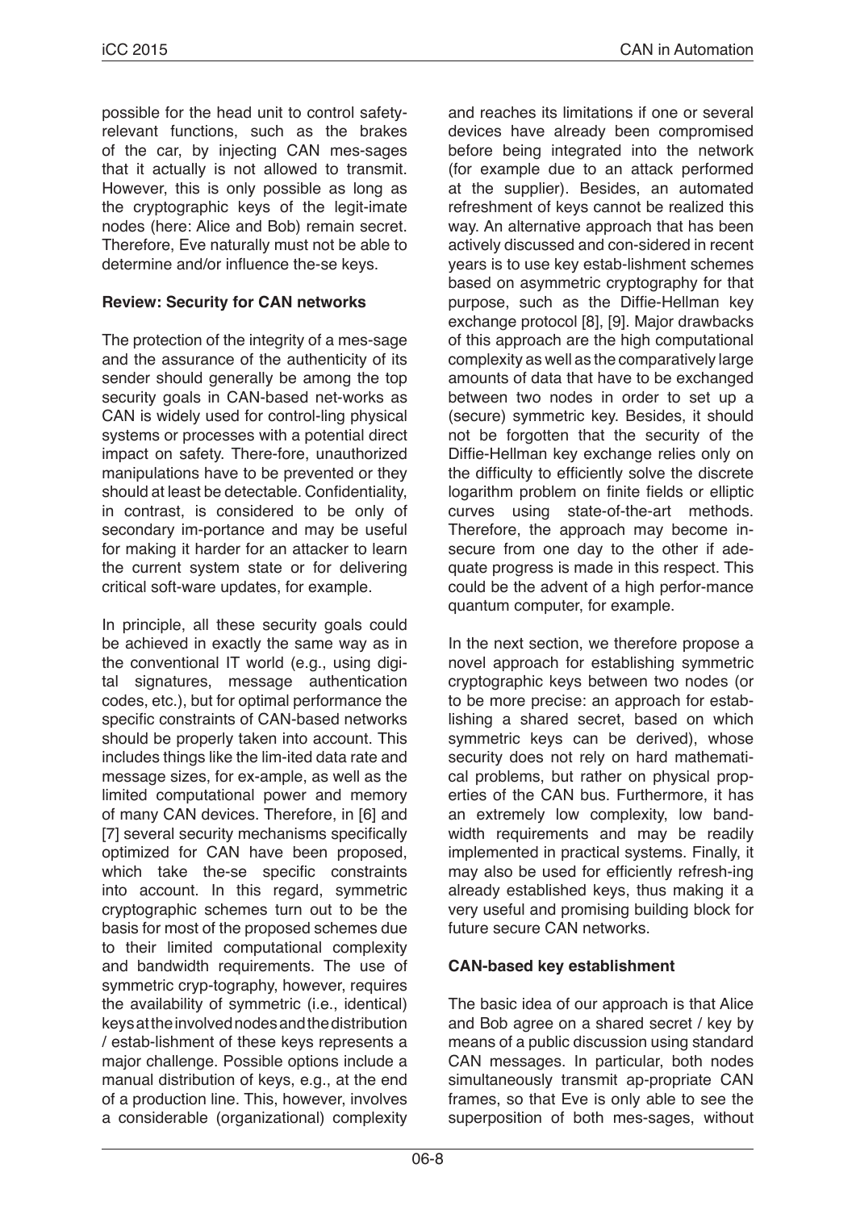possible for the head unit to control safety-relevant functions, such as the brakes of the car, by injecting CAN mes-sages that it actually is not allowed to transmit. However, this is only possible as long as the cryptographic keys of the legit-imate nodes (here: Alice and Bob) remain secret. Therefore, Eve naturally must not be able to determine and/or influence the-se keys.

**Review: Security for CAN networks**

The protection of the integrity of a mes-sage and the assurance of the authenticity of its sender should generally be among the top security goals in CAN-based net-works as CAN is widely used for control-ling physical systems or processes with a potential direct impact on safety. There-fore, unauthorized manipulations have to be prevented or they should at least be detectable. Confidentiality, in contrast, is considered to be only of secondary im-portance and may be useful for making it harder for an attacker to learn the current system state or for delivering critical soft-ware updates, for example.

In principle, all these security goals could be achieved in exactly the same way as in the conventional IT world (e.g., using digi-tal signatures, message authentication codes, etc.), but for optimal performance the specific constraints of CAN-based networks should be properly taken into account. This includes things like the lim-ited data rate and message sizes, for ex-ample, as well as the limited computational power and memory of many CAN devices. Therefore, in [6] and [7] several security mechanisms specifically optimized for CAN have been proposed, which take the-se specific constraints into account. In this regard, symmetric cryptographic schemes turn out to be the basis for most of the proposed schemes due to their limited computational complexity and bandwidth requirements. The use of symmetric cryp-tography, however, requires the availability of symmetric (i.e., identical) keys at the involved nodes and the distribution / estab-lishment of these keys represents a major challenge. Possible options include a manual distribution of keys, e.g., at the end of a production line. This, however, involves a considerable (organizational) complexity and reaches its limitations if one or several devices have already been compromised before being integrated into the network (for example due to an attack performed at the supplier). Besides, an automated refreshment of keys cannot be realized this way. An alternative approach that has been actively discussed and con-sidered in recent years is to use key estab-lishment schemes based on asymmetric cryptography for that purpose, such as the Diffie-Hellman key exchange protocol [8], [9]. Major drawbacks of this approach are the high computational complexity as well as the comparatively large amounts of data that have to be exchanged between two nodes in order to set up a (secure) symmetric key. Besides, it should not be forgotten that the security of the Diffie-Hellman key exchange relies only on the difficulty to efficiently solve the discrete logarithm problem on finite fields or elliptic curves using state-of-the-art methods. Therefore, the approach may become in-secure from one day to the other if ade-quate progress is made in this respect. This could be the advent of a high perfor-mance quantum computer, for example.

In the next section, we therefore propose a novel approach for establishing symmetric cryptographic keys between two nodes (or to be more precise: an approach for estab-lishing a shared secret, based on which symmetric keys can be derived), whose security does not rely on hard mathemati-cal problems, but rather on physical prop-erties of the CAN bus. Furthermore, it has an extremely low complexity, low band-width requirements and may be readily implemented in practical systems. Finally, it may also be used for efficiently refresh-ing already established keys, thus making it a very useful and promising building block for future secure CAN networks.

**CAN-based key establishment**

The basic idea of our approach is that Alice and Bob agree on a shared secret / key by means of a public discussion using standard CAN messages. In particular, both nodes simultaneously transmit ap-propriate CAN frames, so that Eve is only able to see the superposition of both mes-sages, without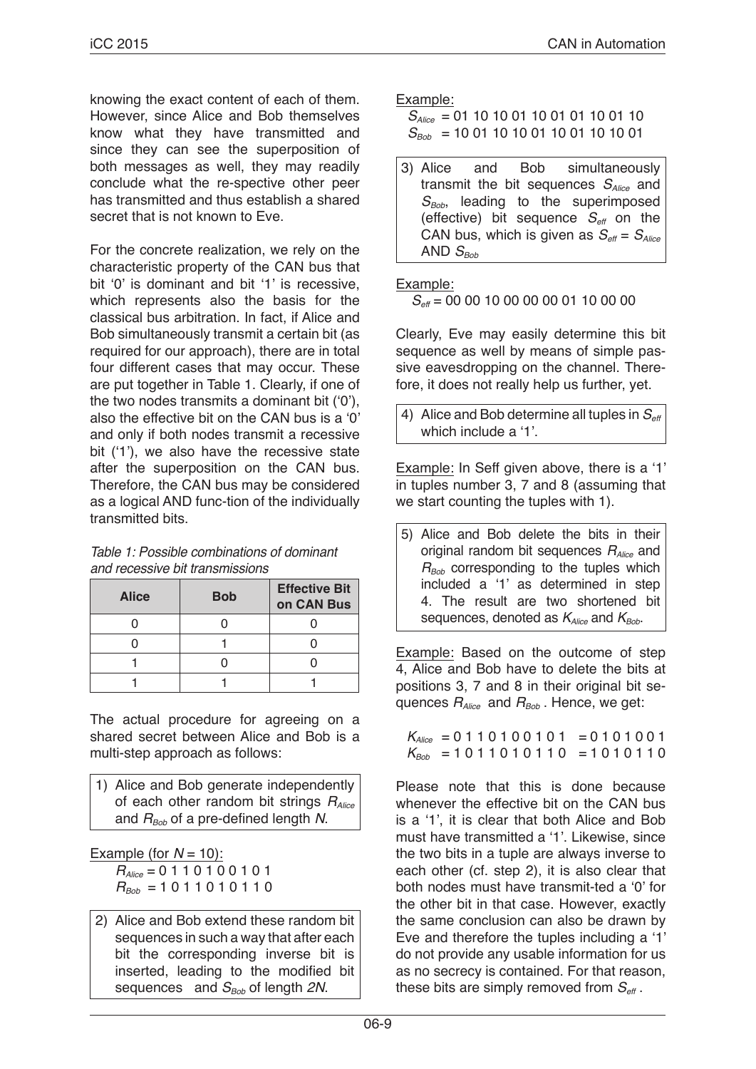knowing the exact content of each of them. However, since Alice and Bob themselves know what they have transmitted and since they can see the superposition of both messages as well, they may readily conclude what the re-spective other peer has transmitted and thus establish a shared secret that is not known to Eve.

For the concrete realization, we rely on the characteristic property of the CAN bus that bit '0' is dominant and bit '1' is recessive, which represents also the basis for the classical bus arbitration. In fact, if Alice and Bob simultaneously transmit a certain bit (as required for our approach), there are in total four different cases that may occur. These are put together in Table 1. Clearly, if one of the two nodes transmits a dominant bit ('0'), also the effective bit on the CAN bus is a '0' and only if both nodes transmit a recessive bit ('1'), we also have the recessive state after the superposition on the CAN bus. Therefore, the CAN bus may be considered as a logical AND func-tion of the individually transmitted bits.

*Table 1: Possible combinations of dominant and recessive bit transmissions*

| Alice | Bob | Effective Bit on CAN Bus |
|---|---|---|
| 0 | 0 | 0 |
| 0 | 1 | 0 |
| 1 | 0 | 0 |
| 1 | 1 | 1 |

The actual procedure for agreeing on a shared secret between Alice and Bob is a multi-step approach as follows:

1) Alice and Bob generate independently of each other random bit strings $R_{Alice}$ and $R_{Bob}$ of a pre-defined length $N$.

Example (for $N = 10$):
$R_{Alice}$ = 0 1 1 0 1 0 0 1 0 1
$R_{Bob}$ = 1 0 1 1 0 1 0 1 1 0

2) Alice and Bob extend these random bit sequences in such a way that after each bit the corresponding inverse bit is inserted, leading to the modified bit sequences and $S_{Bob}$ of length $2N$.

Example:
$S_{Alice}$ = 01 10 10 01 10 01 01 10 01 10
$S_{Bob}$ = 10 01 10 10 01 10 01 10 10 01

3) Alice and Bob simultaneously transmit the bit sequences $S_{Alice}$ and $S_{Bob}$, leading to the superimposed (effective) bit sequence $S_{eff}$ on the CAN bus, which is given as $S_{eff} = S_{Alice}$ AND $S_{Bob}$

Example:
$S_{eff}$ = 00 00 10 00 00 00 01 10 00 00

Clearly, Eve may easily determine this bit sequence as well by means of simple passive eavesdropping on the channel. Therefore, it does not really help us further, yet.

4) Alice and Bob determine all tuples in $S_{eff}$ which include a '1'.

Example: In Seff given above, there is a '1' in tuples number 3, 7 and 8 (assuming that we start counting the tuples with 1).

5) Alice and Bob delete the bits in their original random bit sequences $R_{Alice}$ and $R_{Bob}$ corresponding to the tuples which included a '1' as determined in step 4. The result are two shortened bit sequences, denoted as $K_{Alice}$ and $K_{Bob}$.

Example: Based on the outcome of step 4, Alice and Bob have to delete the bits at positions 3, 7 and 8 in their original bit sequences $R_{Alice}$ and $R_{Bob}$. Hence, we get:

$K_{Alice}$ = 0 1 1 0 1 0 0 1 0 1 = 0 1 0 1 0 0 1
$K_{Bob}$ = 1 0 1 1 0 1 0 1 1 0 = 1 0 1 0 1 1 0

Please note that this is done because whenever the effective bit on the CAN bus is a '1', it is clear that both Alice and Bob must have transmitted a '1'. Likewise, since the two bits in a tuple are always inverse to each other (cf. step 2), it is also clear that both nodes must have transmit-ted a '0' for the other bit in that case. However, exactly the same conclusion can also be drawn by Eve and therefore the tuples including a '1' do not provide any usable information for us as no secrecy is contained. For that reason, these bits are simply removed from $S_{eff}$.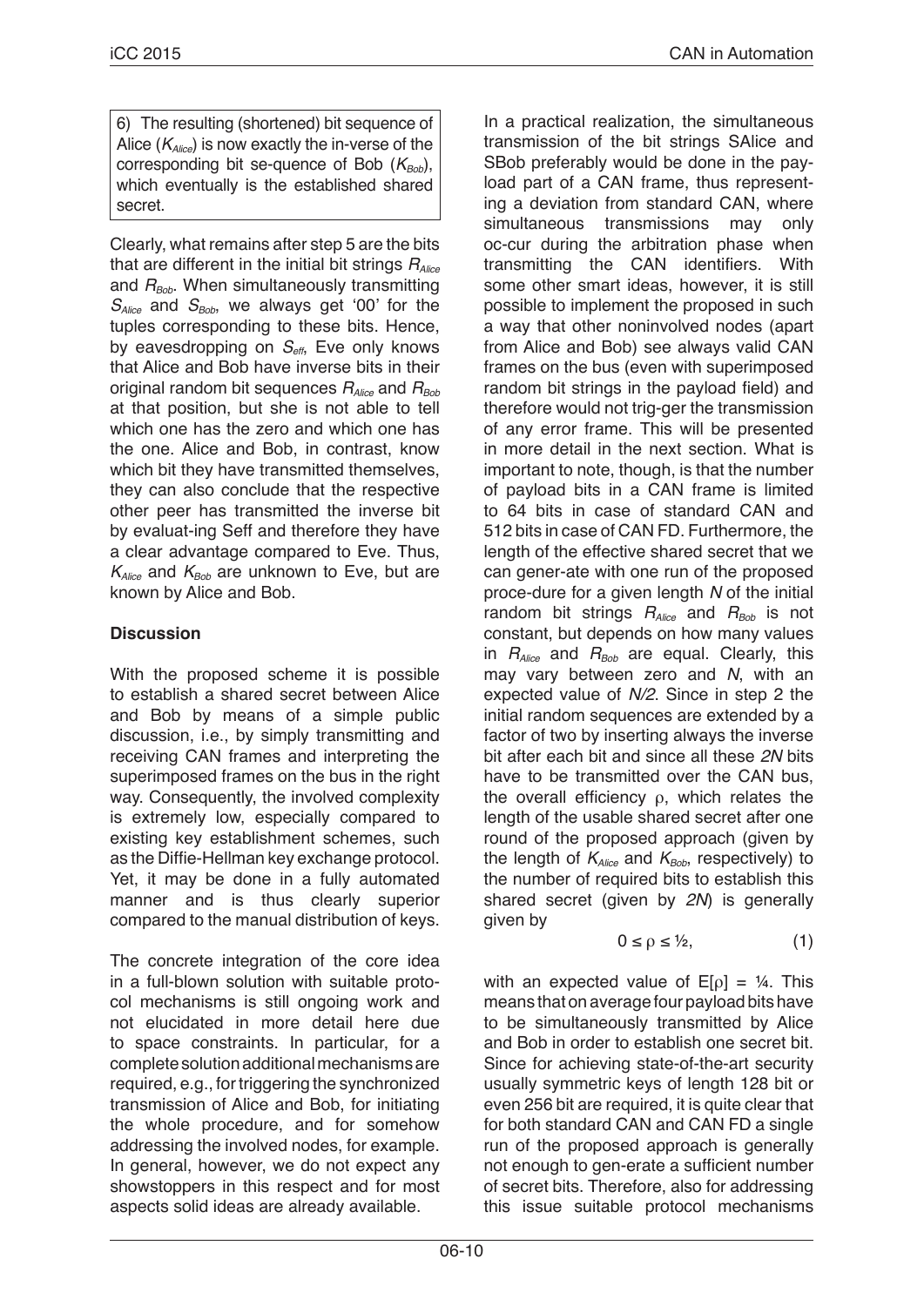6) The resulting (shortened) bit sequence of Alice ($K_{Alice}$) is now exactly the in-verse of the corresponding bit se-quence of Bob ($K_{Bob}$), which eventually is the established shared secret.

Clearly, what remains after step 5 are the bits that are different in the initial bit strings $R_{Alice}$ and $R_{Bob}$. When simultaneously transmitting $S_{Alice}$ and $S_{Bob}$, we always get '00' for the tuples corresponding to these bits. Hence, by eavesdropping on $S_{eff}$, Eve only knows that Alice and Bob have inverse bits in their original random bit sequences $R_{Alice}$ and $R_{Bob}$ at that position, but she is not able to tell which one has the zero and which one has the one. Alice and Bob, in contrast, know which bit they have transmitted themselves, they can also conclude that the respective other peer has transmitted the inverse bit by evaluat-ing Seff and therefore they have a clear advantage compared to Eve. Thus, $K_{Alice}$ and $K_{Bob}$ are unknown to Eve, but are known by Alice and Bob.

**Discussion**

With the proposed scheme it is possible to establish a shared secret between Alice and Bob by means of a simple public discussion, i.e., by simply transmitting and receiving CAN frames and interpreting the superimposed frames on the bus in the right way. Consequently, the involved complexity is extremely low, especially compared to existing key establishment schemes, such as the Diffie-Hellman key exchange protocol. Yet, it may be done in a fully automated manner and is thus clearly superior compared to the manual distribution of keys.

The concrete integration of the core idea in a full-blown solution with suitable protocol mechanisms is still ongoing work and not elucidated in more detail here due to space constraints. In particular, for a complete solution additional mechanisms are required, e.g., for triggering the synchronized transmission of Alice and Bob, for initiating the whole procedure, and for somehow addressing the involved nodes, for example. In general, however, we do not expect any showstoppers in this respect and for most aspects solid ideas are already available.

In a practical realization, the simultaneous transmission of the bit strings SAlice and SBob preferably would be done in the payload part of a CAN frame, thus representing a deviation from standard CAN, where simultaneous transmissions may only oc-cur during the arbitration phase when transmitting the CAN identifiers. With some other smart ideas, however, it is still possible to implement the proposed in such a way that other noninvolved nodes (apart from Alice and Bob) see always valid CAN frames on the bus (even with superimposed random bit strings in the payload field) and therefore would not trig-ger the transmission of any error frame. This will be presented in more detail in the next section. What is important to note, though, is that the number of payload bits in a CAN frame is limited to 64 bits in case of standard CAN and 512 bits in case of CAN FD. Furthermore, the length of the effective shared secret that we can gener-ate with one run of the proposed proce-dure for a given length $N$ of the initial random bit strings $R_{Alice}$ and $R_{Bob}$ is not constant, but depends on how many values in $R_{Alice}$ and $R_{Bob}$ are equal. Clearly, this may vary between zero and $N$, with an expected value of $N/2$. Since in step 2 the initial random sequences are extended by a factor of two by inserting always the inverse bit after each bit and since all these $2N$ bits have to be transmitted over the CAN bus, the overall efficiency $\rho$, which relates the length of the usable shared secret after one round of the proposed approach (given by the length of $K_{Alice}$ and $K_{Bob}$, respectively) to the number of required bits to establish this shared secret (given by $2N$) is generally given by

$$0 \leq \rho \leq ½, \qquad (1)$$

with an expected value of $E[\rho] = ¼$. This means that on average four payload bits have to be simultaneously transmitted by Alice and Bob in order to establish one secret bit. Since for achieving state-of-the-art security usually symmetric keys of length 128 bit or even 256 bit are required, it is quite clear that for both standard CAN and CAN FD a single run of the proposed approach is generally not enough to gen-erate a sufficient number of secret bits. Therefore, also for addressing this issue suitable protocol mechanisms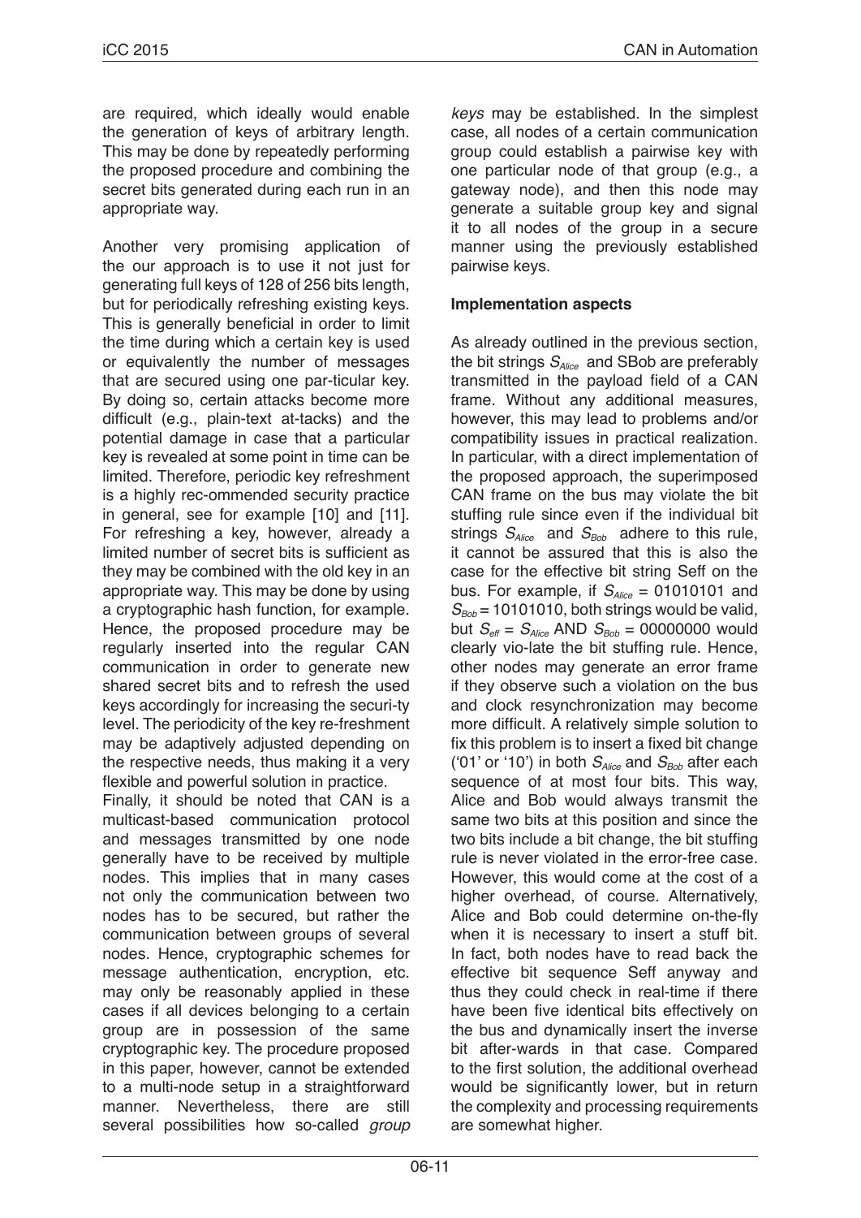are required, which ideally would enable the generation of keys of arbitrary length. This may be done by repeatedly performing the proposed procedure and combining the secret bits generated during each run in an appropriate way.

Another very promising application of the our approach is to use it not just for generating full keys of 128 of 256 bits length, but for periodically refreshing existing keys. This is generally beneficial in order to limit the time during which a certain key is used or equivalently the number of messages that are secured using one par-ticular key. By doing so, certain attacks become more difficult (e.g., plain-text at-tacks) and the potential damage in case that a particular key is revealed at some point in time can be limited. Therefore, periodic key refreshment is a highly rec-ommended security practice in general, see for example [10] and [11]. For refreshing a key, however, already a limited number of secret bits is sufficient as they may be combined with the old key in an appropriate way. This may be done by using a cryptographic hash function, for example. Hence, the proposed procedure may be regularly inserted into the regular CAN communication in order to generate new shared secret bits and to refresh the used keys accordingly for increasing the securi-ty level. The periodicity of the key re-freshment may be adaptively adjusted depending on the respective needs, thus making it a very flexible and powerful solution in practice.

Finally, it should be noted that CAN is a multicast-based communication protocol and messages transmitted by one node generally have to be received by multiple nodes. This implies that in many cases not only the communication between two nodes has to be secured, but rather the communication between groups of several nodes. Hence, cryptographic schemes for message authentication, encryption, etc. may only be reasonably applied in these cases if all devices belonging to a certain group are in possession of the same cryptographic key. The procedure proposed in this paper, however, cannot be extended to a multi-node setup in a straightforward manner. Nevertheless, there are still several possibilities how so-called *group keys* may be established. In the simplest case, all nodes of a certain communication group could establish a pairwise key with one particular node of that group (e.g., a gateway node), and then this node may generate a suitable group key and signal it to all nodes of the group in a secure manner using the previously established pairwise keys.

**Implementation aspects**

As already outlined in the previous section, the bit strings $S_{Alice}$ and SBob are preferably transmitted in the payload field of a CAN frame. Without any additional measures, however, this may lead to problems and/or compatibility issues in practical realization. In particular, with a direct implementation of the proposed approach, the superimposed CAN frame on the bus may violate the bit stuffing rule since even if the individual bit strings $S_{Alice}$ and $S_{Bob}$ adhere to this rule, it cannot be assured that this is also the case for the effective bit string Seff on the bus. For example, if $S_{Alice}$ = 01010101 and $S_{Bob}$ = 10101010, both strings would be valid, but $S_{eff}$ = $S_{Alice}$ AND $S_{Bob}$ = 00000000 would clearly vio-late the bit stuffing rule. Hence, other nodes may generate an error frame if they observe such a violation on the bus and clock resynchronization may become more difficult. A relatively simple solution to fix this problem is to insert a fixed bit change ('01' or '10') in both $S_{Alice}$ and $S_{Bob}$ after each sequence of at most four bits. This way, Alice and Bob would always transmit the same two bits at this position and since the two bits include a bit change, the bit stuffing rule is never violated in the error-free case. However, this would come at the cost of a higher overhead, of course. Alternatively, Alice and Bob could determine on-the-fly when it is necessary to insert a stuff bit. In fact, both nodes have to read back the effective bit sequence Seff anyway and thus they could check in real-time if there have been five identical bits effectively on the bus and dynamically insert the inverse bit after-wards in that case. Compared to the first solution, the additional overhead would be significantly lower, but in return the complexity and processing requirements are somewhat higher.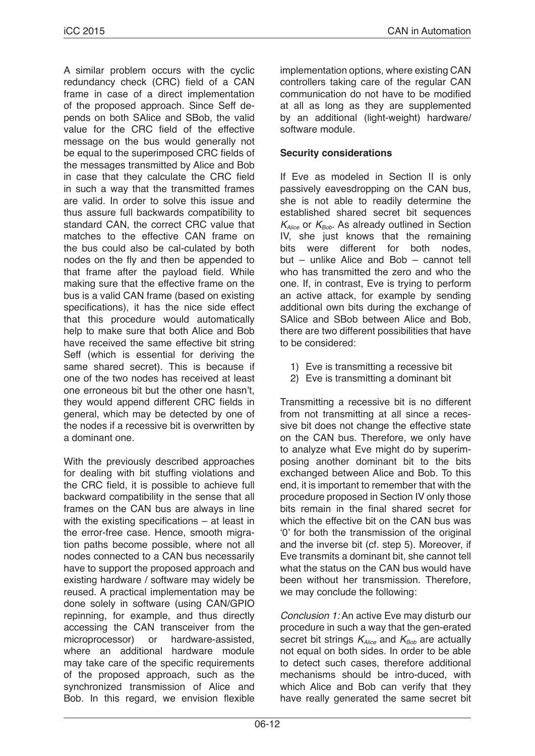A similar problem occurs with the cyclic redundancy check (CRC) field of a CAN frame in case of a direct implementation of the proposed approach. Since Seff depends on both SAlice and SBob, the valid value for the CRC field of the effective message on the bus would generally not be equal to the superimposed CRC fields of the messages transmitted by Alice and Bob in case that they calculate the CRC field in such a way that the transmitted frames are valid. In order to solve this issue and thus assure full backwards compatibility to standard CAN, the correct CRC value that matches to the effective CAN frame on the bus could also be cal-culated by both nodes on the fly and then be appended to that frame after the payload field. While making sure that the effective frame on the bus is a valid CAN frame (based on existing specifications), it has the nice side effect that this procedure would automatically help to make sure that both Alice and Bob have received the same effective bit string Seff (which is essential for deriving the same shared secret). This is because if one of the two nodes has received at least one erroneous bit but the other one hasn't, they would append different CRC fields in general, which may be detected by one of the nodes if a recessive bit is overwritten by a dominant one.

With the previously described approaches for dealing with bit stuffing violations and the CRC field, it is possible to achieve full backward compatibility in the sense that all frames on the CAN bus are always in line with the existing specifications – at least in the error-free case. Hence, smooth migration paths become possible, where not all nodes connected to a CAN bus necessarily have to support the proposed approach and existing hardware / software may widely be reused. A practical implementation may be done solely in software (using CAN/GPIO repinning, for example, and thus directly accessing the CAN transceiver from the microprocessor) or hardware-assisted, where an additional hardware module may take care of the specific requirements of the proposed approach, such as the synchronized transmission of Alice and Bob. In this regard, we envision flexible implementation options, where existing CAN controllers taking care of the regular CAN communication do not have to be modified at all as long as they are supplemented by an additional (light-weight) hardware/ software module.

**Security considerations**

If Eve as modeled in Section II is only passively eavesdropping on the CAN bus, she is not able to readily determine the established shared secret bit sequences $K_{Alice}$ or $K_{Bob}$. As already outlined in Section IV, she just knows that the remaining bits were different for both nodes, but – unlike Alice and Bob – cannot tell who has transmitted the zero and who the one. If, in contrast, Eve is trying to perform an active attack, for example by sending additional own bits during the exchange of SAlice and SBob between Alice and Bob, there are two different possibilities that have to be considered:

1) Eve is transmitting a recessive bit
2) Eve is transmitting a dominant bit

Transmitting a recessive bit is no different from not transmitting at all since a recessive bit does not change the effective state on the CAN bus. Therefore, we only have to analyze what Eve might do by superimposing another dominant bit to the bits exchanged between Alice and Bob. To this end, it is important to remember that with the procedure proposed in Section IV only those bits remain in the final shared secret for which the effective bit on the CAN bus was '0' for both the transmission of the original and the inverse bit (cf. step 5). Moreover, if Eve transmits a dominant bit, she cannot tell what the status on the CAN bus would have been without her transmission. Therefore, we may conclude the following:

*Conclusion 1:* An active Eve may disturb our procedure in such a way that the gen-erated secret bit strings $K_{Alice}$ and $K_{Bob}$ are actually not equal on both sides. In order to be able to detect such cases, therefore additional mechanisms should be intro-duced, with which Alice and Bob can verify that they have really generated the same secret bit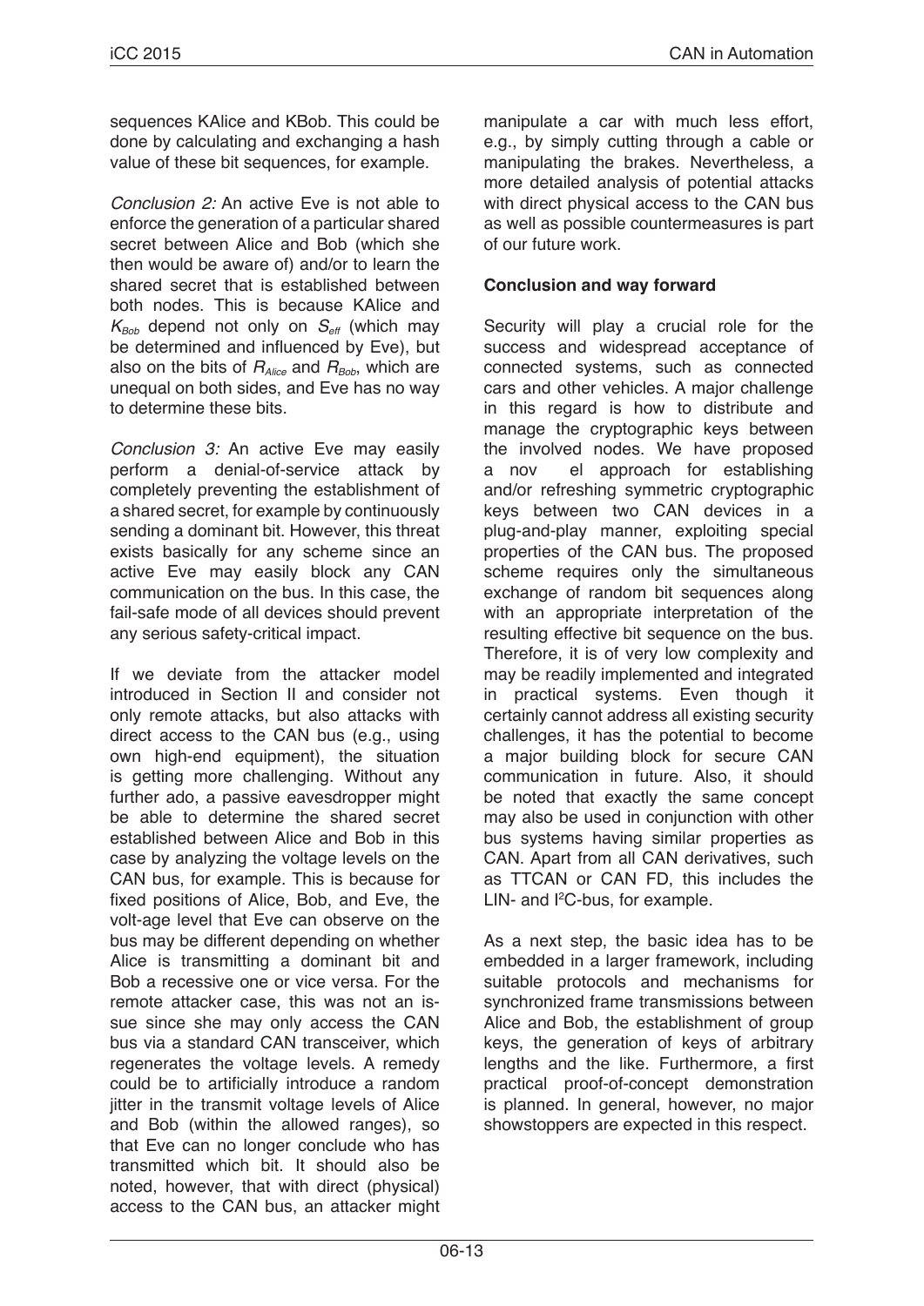sequences KAlice and KBob. This could be done by calculating and exchanging a hash value of these bit sequences, for example.

*Conclusion 2:* An active Eve is not able to enforce the generation of a particular shared secret between Alice and Bob (which she then would be aware of) and/or to learn the shared secret that is established between both nodes. This is because KAlice and $K_{Bob}$ depend not only on $S_{eff}$ (which may be determined and influenced by Eve), but also on the bits of $R_{Alice}$ and $R_{Bob}$, which are unequal on both sides, and Eve has no way to determine these bits.

*Conclusion 3:* An active Eve may easily perform a denial-of-service attack by completely preventing the establishment of a shared secret, for example by continuously sending a dominant bit. However, this threat exists basically for any scheme since an active Eve may easily block any CAN communication on the bus. In this case, the fail-safe mode of all devices should prevent any serious safety-critical impact.

If we deviate from the attacker model introduced in Section II and consider not only remote attacks, but also attacks with direct access to the CAN bus (e.g., using own high-end equipment), the situation is getting more challenging. Without any further ado, a passive eavesdropper might be able to determine the shared secret established between Alice and Bob in this case by analyzing the voltage levels on the CAN bus, for example. This is because for fixed positions of Alice, Bob, and Eve, the volt-age level that Eve can observe on the bus may be different depending on whether Alice is transmitting a dominant bit and Bob a recessive one or vice versa. For the remote attacker case, this was not an is-sue since she may only access the CAN bus via a standard CAN transceiver, which regenerates the voltage levels. A remedy could be to artificially introduce a random jitter in the transmit voltage levels of Alice and Bob (within the allowed ranges), so that Eve can no longer conclude who has transmitted which bit. It should also be noted, however, that with direct (physical) access to the CAN bus, an attacker might manipulate a car with much less effort, e.g., by simply cutting through a cable or manipulating the brakes. Nevertheless, a more detailed analysis of potential attacks with direct physical access to the CAN bus as well as possible countermeasures is part of our future work.

**Conclusion and way forward**

Security will play a crucial role for the success and widespread acceptance of connected systems, such as connected cars and other vehicles. A major challenge in this regard is how to distribute and manage the cryptographic keys between the involved nodes. We have proposed a nov el approach for establishing and/or refreshing symmetric cryptographic keys between two CAN devices in a plug-and-play manner, exploiting special properties of the CAN bus. The proposed scheme requires only the simultaneous exchange of random bit sequences along with an appropriate interpretation of the resulting effective bit sequence on the bus. Therefore, it is of very low complexity and may be readily implemented and integrated in practical systems. Even though it certainly cannot address all existing security challenges, it has the potential to become a major building block for secure CAN communication in future. Also, it should be noted that exactly the same concept may also be used in conjunction with other bus systems having similar properties as CAN. Apart from all CAN derivatives, such as TTCAN or CAN FD, this includes the LIN- and I²C-bus, for example.

As a next step, the basic idea has to be embedded in a larger framework, including suitable protocols and mechanisms for synchronized frame transmissions between Alice and Bob, the establishment of group keys, the generation of keys of arbitrary lengths and the like. Furthermore, a first practical proof-of-concept demonstration is planned. In general, however, no major showstoppers are expected in this respect.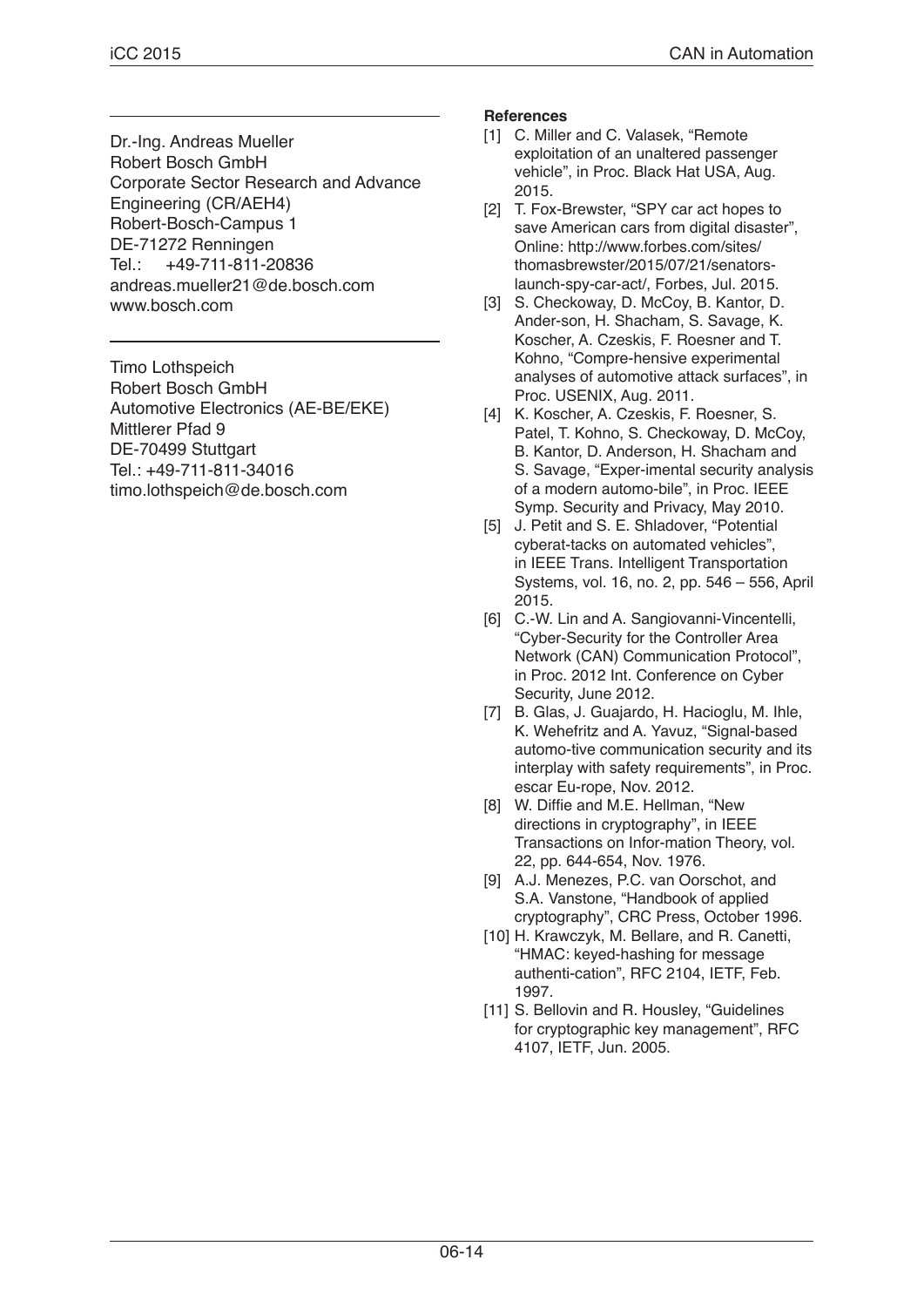Dr.-Ing. Andreas Mueller
Robert Bosch GmbH
Corporate Sector Research and Advance Engineering (CR/AEH4)
Robert-Bosch-Campus 1
DE-71272 Renningen
Tel.: +49-711-811-20836
andreas.mueller21@de.bosch.com
www.bosch.com

Timo Lothspeich
Robert Bosch GmbH
Automotive Electronics (AE-BE/EKE)
Mittlerer Pfad 9
DE-70499 Stuttgart
Tel.: +49-711-811-34016
timo.lothspeich@de.bosch.com

**References**

[1] C. Miller and C. Valasek, "Remote exploitation of an unaltered passenger vehicle", in Proc. Black Hat USA, Aug. 2015.

[2] T. Fox-Brewster, "SPY car act hopes to save American cars from digital disaster", Online: http://www.forbes.com/sites/thomasbrewster/2015/07/21/senators-launch-spy-car-act/, Forbes, Jul. 2015.

[3] S. Checkoway, D. McCoy, B. Kantor, D. Ander-son, H. Shacham, S. Savage, K. Koscher, A. Czeskis, F. Roesner and T. Kohno, "Compre-hensive experimental analyses of automotive attack surfaces", in Proc. USENIX, Aug. 2011.

[4] K. Koscher, A. Czeskis, F. Roesner, S. Patel, T. Kohno, S. Checkoway, D. McCoy, B. Kantor, D. Anderson, H. Shacham and S. Savage, "Exper-imental security analysis of a modern automo-bile", in Proc. IEEE Symp. Security and Privacy, May 2010.

[5] J. Petit and S. E. Shladover, "Potential cyberat-tacks on automated vehicles", in IEEE Trans. Intelligent Transportation Systems, vol. 16, no. 2, pp. 546 – 556, April 2015.

[6] C.-W. Lin and A. Sangiovanni-Vincentelli, "Cyber-Security for the Controller Area Network (CAN) Communication Protocol", in Proc. 2012 Int. Conference on Cyber Security, June 2012.

[7] B. Glas, J. Guajardo, H. Hacioglu, M. Ihle, K. Wehefritz and A. Yavuz, "Signal-based automo-tive communication security and its interplay with safety requirements", in Proc. escar Eu-rope, Nov. 2012.

[8] W. Diffie and M.E. Hellman, "New directions in cryptography", in IEEE Transactions on Infor-mation Theory, vol. 22, pp. 644-654, Nov. 1976.

[9] A.J. Menezes, P.C. van Oorschot, and S.A. Vanstone, "Handbook of applied cryptography", CRC Press, October 1996.

[10] H. Krawczyk, M. Bellare, and R. Canetti, "HMAC: keyed-hashing for message authenti-cation", RFC 2104, IETF, Feb. 1997.

[11] S. Bellovin and R. Housley, "Guidelines for cryptographic key management", RFC 4107, IETF, Jun. 2005.